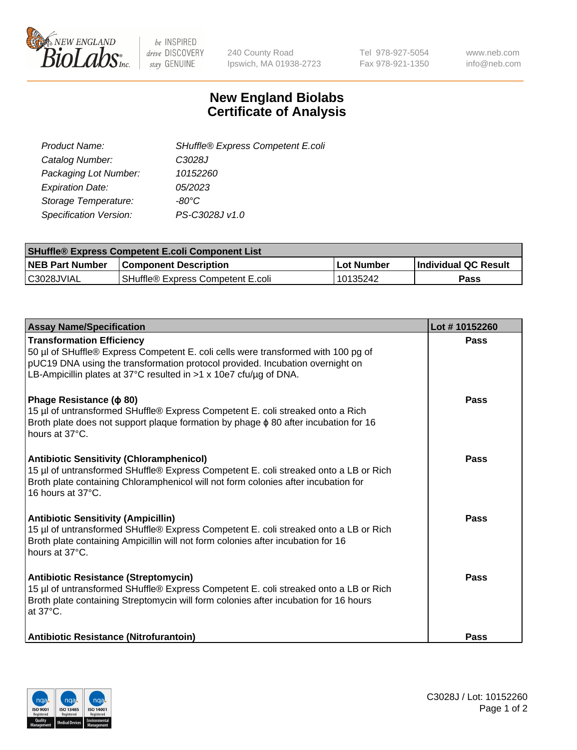# New England Biolabs
# Certificate of Analysis

| | |
|---|---|
| *Product Name:* | *SHuffle® Express Competent E.coli* |
| *Catalog Number:* | *C3028J* |
| *Packaging Lot Number:* | *10152260* |
| *Expiration Date:* | *05/2023* |
| *Storage Temperature:* | *-80°C* |
| *Specification Version:* | *PS-C3028J v1.0* |

| **SHuffle® Express Competent E.coli Component List** | | | |
|---|---|---|---|
| **NEB Part Number** | **Component Description** | **Lot Number** | **Individual QC Result** |
| C3028JVIAL | SHuffle® Express Competent E.coli | 10135242 | **Pass** |

| **Assay Name/Specification** | **Lot # 10152260** |
|---|---|
| **Transformation Efficiency**<br>50 µl of SHuffle® Express Competent E. coli cells were transformed with 100 pg of pUC19 DNA using the transformation protocol provided. Incubation overnight on LB-Ampicillin plates at 37°C resulted in >1 x 10e7 cfu/µg of DNA. | **Pass** |
| **Phage Resistance (ϕ 80)**<br>15 µl of untransformed SHuffle® Express Competent E. coli streaked onto a Rich Broth plate does not support plaque formation by phage ϕ 80 after incubation for 16 hours at 37°C. | **Pass** |
| **Antibiotic Sensitivity (Chloramphenicol)**<br>15 µl of untransformed SHuffle® Express Competent E. coli streaked onto a LB or Rich Broth plate containing Chloramphenicol will not form colonies after incubation for 16 hours at 37°C. | **Pass** |
| **Antibiotic Sensitivity (Ampicillin)**<br>15 µl of untransformed SHuffle® Express Competent E. coli streaked onto a LB or Rich Broth plate containing Ampicillin will not form colonies after incubation for 16 hours at 37°C. | **Pass** |
| **Antibiotic Resistance (Streptomycin)**<br>15 µl of untransformed SHuffle® Express Competent E. coli streaked onto a LB or Rich Broth plate containing Streptomycin will form colonies after incubation for 16 hours at 37°C. | **Pass** |
| **Antibiotic Resistance (Nitrofurantoin)** | **Pass** |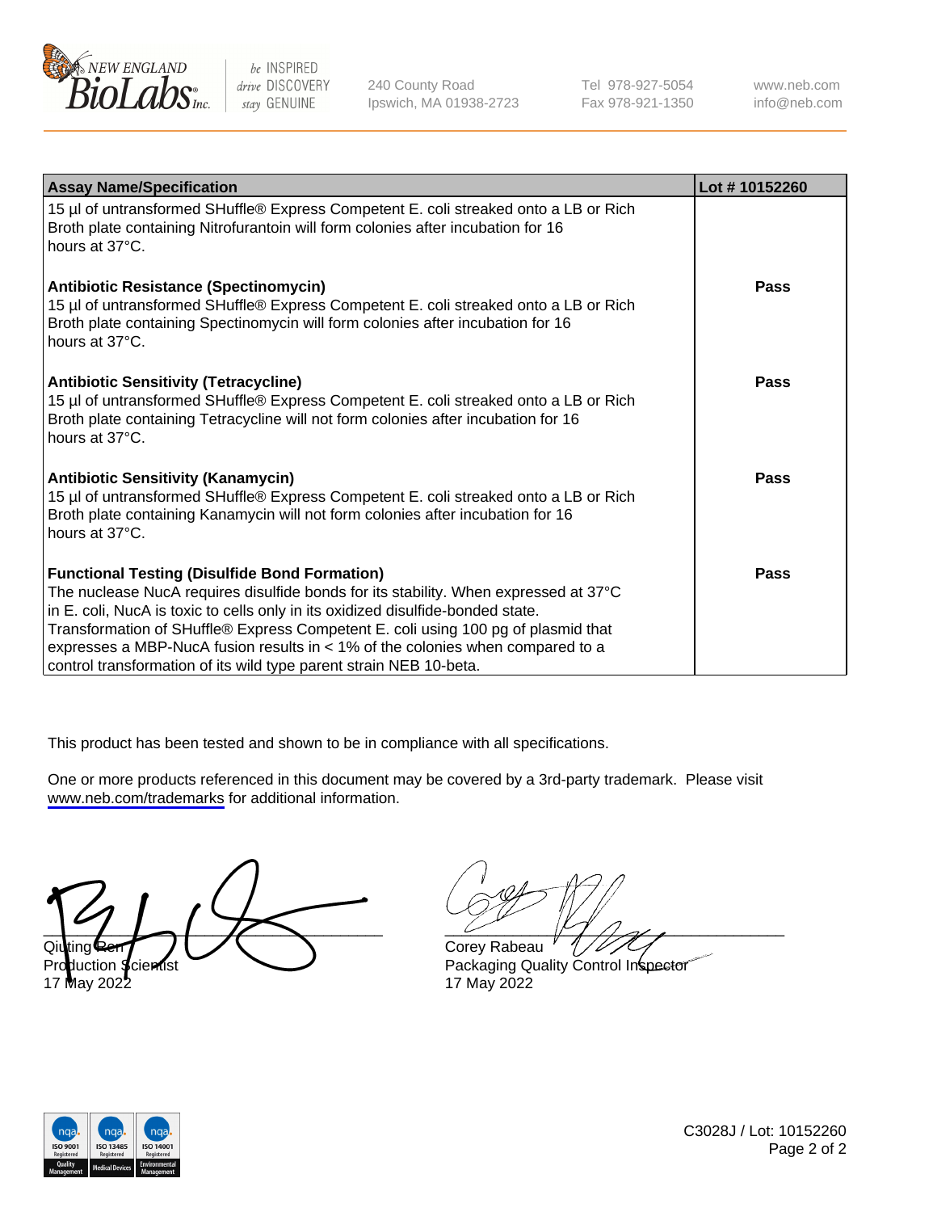| Assay Name/Specification | Lot # 10152260 |
| --- | --- |
| 15 µl of untransformed SHuffle® Express Competent E. coli streaked onto a LB or Rich Broth plate containing Nitrofurantoin will form colonies after incubation for 16 hours at 37°C. | |
| **Antibiotic Resistance (Spectinomycin)** 15 µl of untransformed SHuffle® Express Competent E. coli streaked onto a LB or Rich Broth plate containing Spectinomycin will form colonies after incubation for 16 hours at 37°C. | **Pass** |
| **Antibiotic Sensitivity (Tetracycline)** 15 µl of untransformed SHuffle® Express Competent E. coli streaked onto a LB or Rich Broth plate containing Tetracycline will not form colonies after incubation for 16 hours at 37°C. | **Pass** |
| **Antibiotic Sensitivity (Kanamycin)** 15 µl of untransformed SHuffle® Express Competent E. coli streaked onto a LB or Rich Broth plate containing Kanamycin will not form colonies after incubation for 16 hours at 37°C. | **Pass** |
| **Functional Testing (Disulfide Bond Formation)** The nuclease NucA requires disulfide bonds for its stability. When expressed at 37°C in E. coli, NucA is toxic to cells only in its oxidized disulfide-bonded state. Transformation of SHuffle® Express Competent E. coli using 100 pg of plasmid that expresses a MBP-NucA fusion results in < 1% of the colonies when compared to a control transformation of its wild type parent strain NEB 10-beta. | **Pass** |

This product has been tested and shown to be in compliance with all specifications.

One or more products referenced in this document may be covered by a 3rd-party trademark. Please visit www.neb.com/trademarks for additional information.

Qiuting Ren
Production Scientist
17 May 2022

Corey Rabeau
Packaging Quality Control Inspector
17 May 2022

C3028J / Lot: 10152260